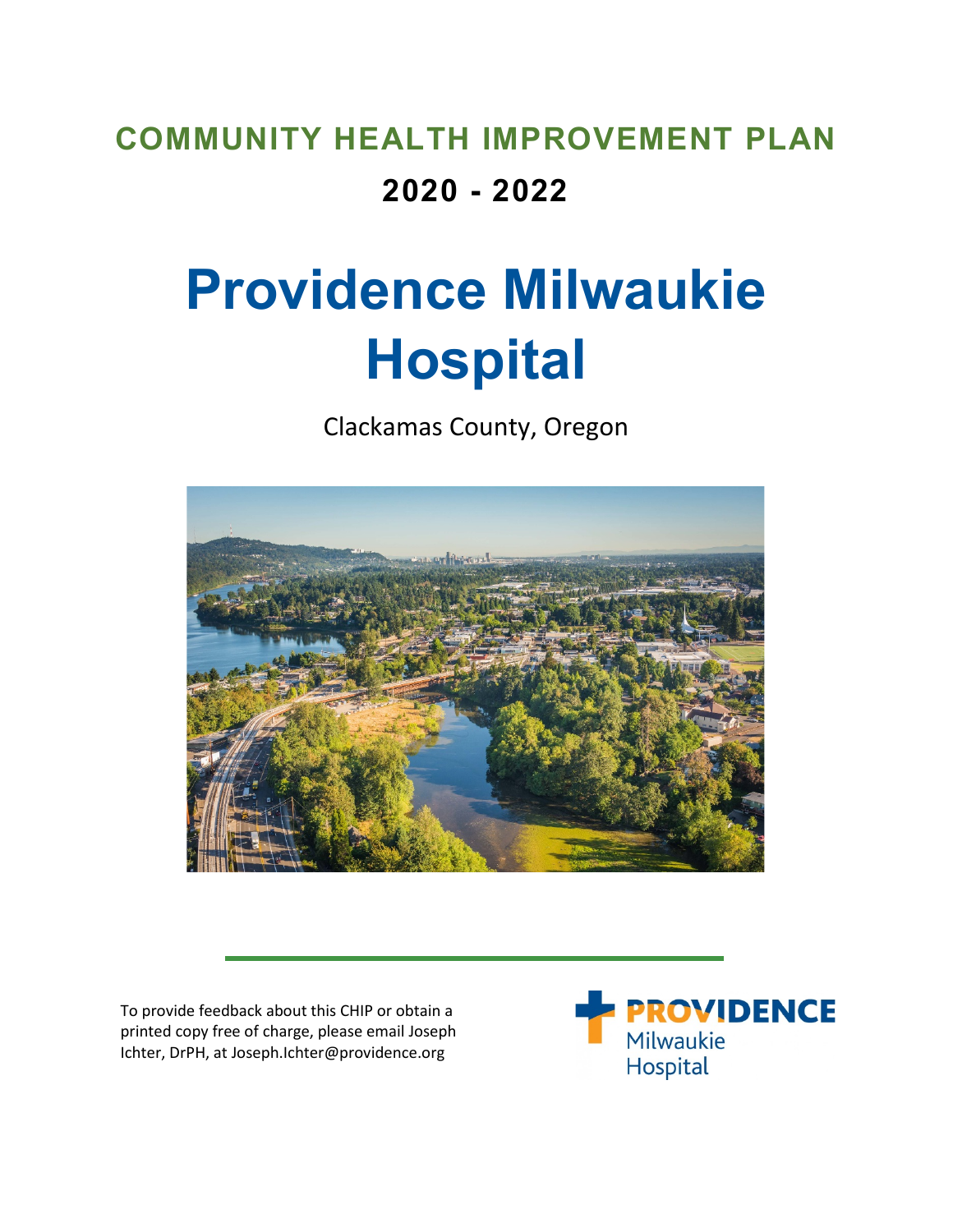# COMMUNITY HEALTH IMPROVEMENT PLAN

## 2020 - 2022

# Providence Milwaukie Hospital

Clackamas County, Oregon

To provide feedback about this CHIP or obtain a printed copy free of charge, please email Joseph Ichter, DrPH, at Joseph.Ichter@providence.org

PROVIDENCE
Milwaukie
Hospital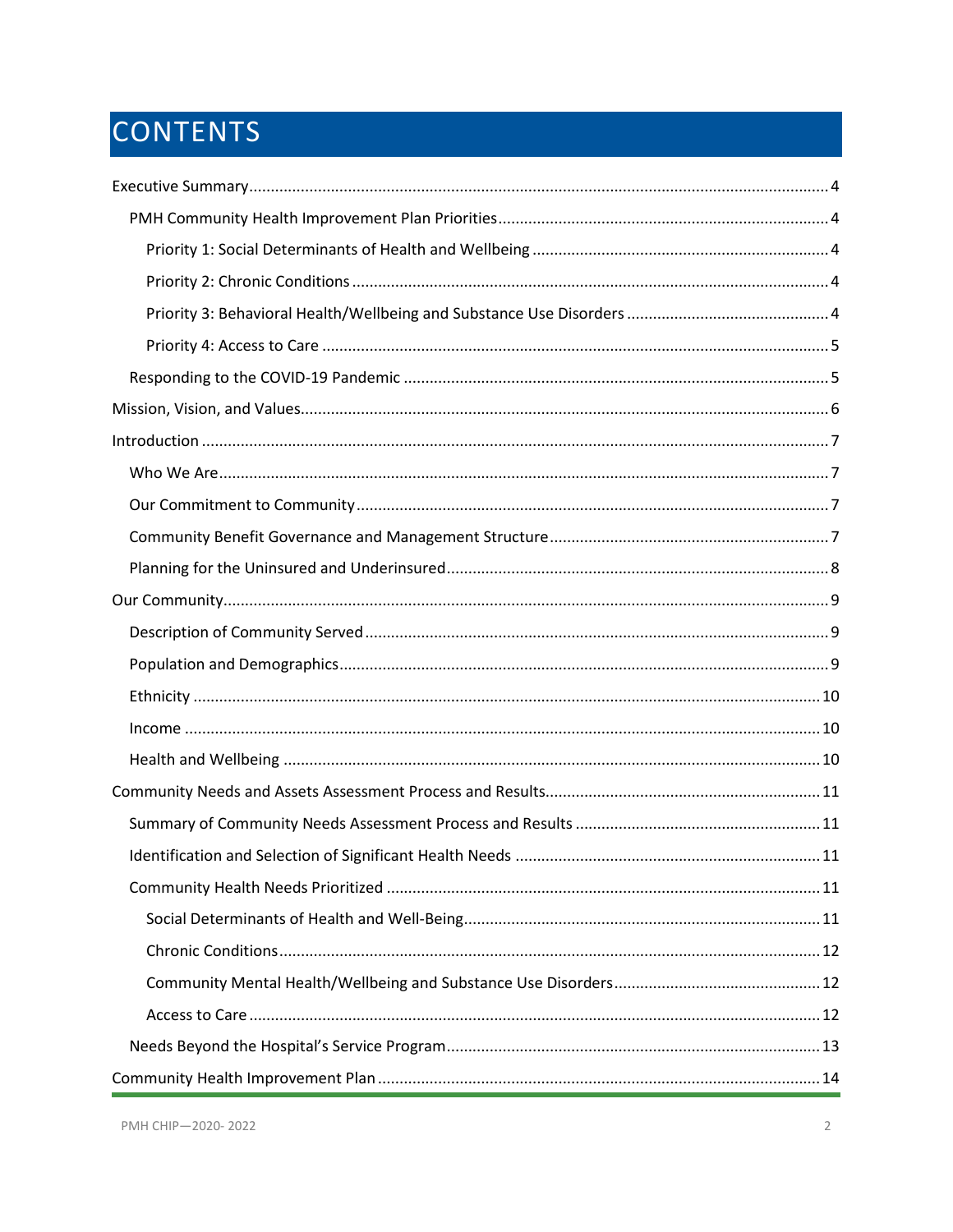# CONTENTS

- Executive Summary ..... 4
  - PMH Community Health Improvement Plan Priorities ..... 4
    - Priority 1: Social Determinants of Health and Wellbeing ..... 4
    - Priority 2: Chronic Conditions ..... 4
    - Priority 3: Behavioral Health/Wellbeing and Substance Use Disorders ..... 4
    - Priority 4: Access to Care ..... 5
  - Responding to the COVID-19 Pandemic ..... 5
- Mission, Vision, and Values ..... 6
- Introduction ..... 7
  - Who We Are ..... 7
  - Our Commitment to Community ..... 7
  - Community Benefit Governance and Management Structure ..... 7
  - Planning for the Uninsured and Underinsured ..... 8
- Our Community ..... 9
  - Description of Community Served ..... 9
  - Population and Demographics ..... 9
  - Ethnicity ..... 10
  - Income ..... 10
  - Health and Wellbeing ..... 10
- Community Needs and Assets Assessment Process and Results ..... 11
  - Summary of Community Needs Assessment Process and Results ..... 11
  - Identification and Selection of Significant Health Needs ..... 11
  - Community Health Needs Prioritized ..... 11
    - Social Determinants of Health and Well-Being ..... 11
    - Chronic Conditions ..... 12
    - Community Mental Health/Wellbeing and Substance Use Disorders ..... 12
    - Access to Care ..... 12
  - Needs Beyond the Hospital's Service Program ..... 13
- Community Health Improvement Plan ..... 14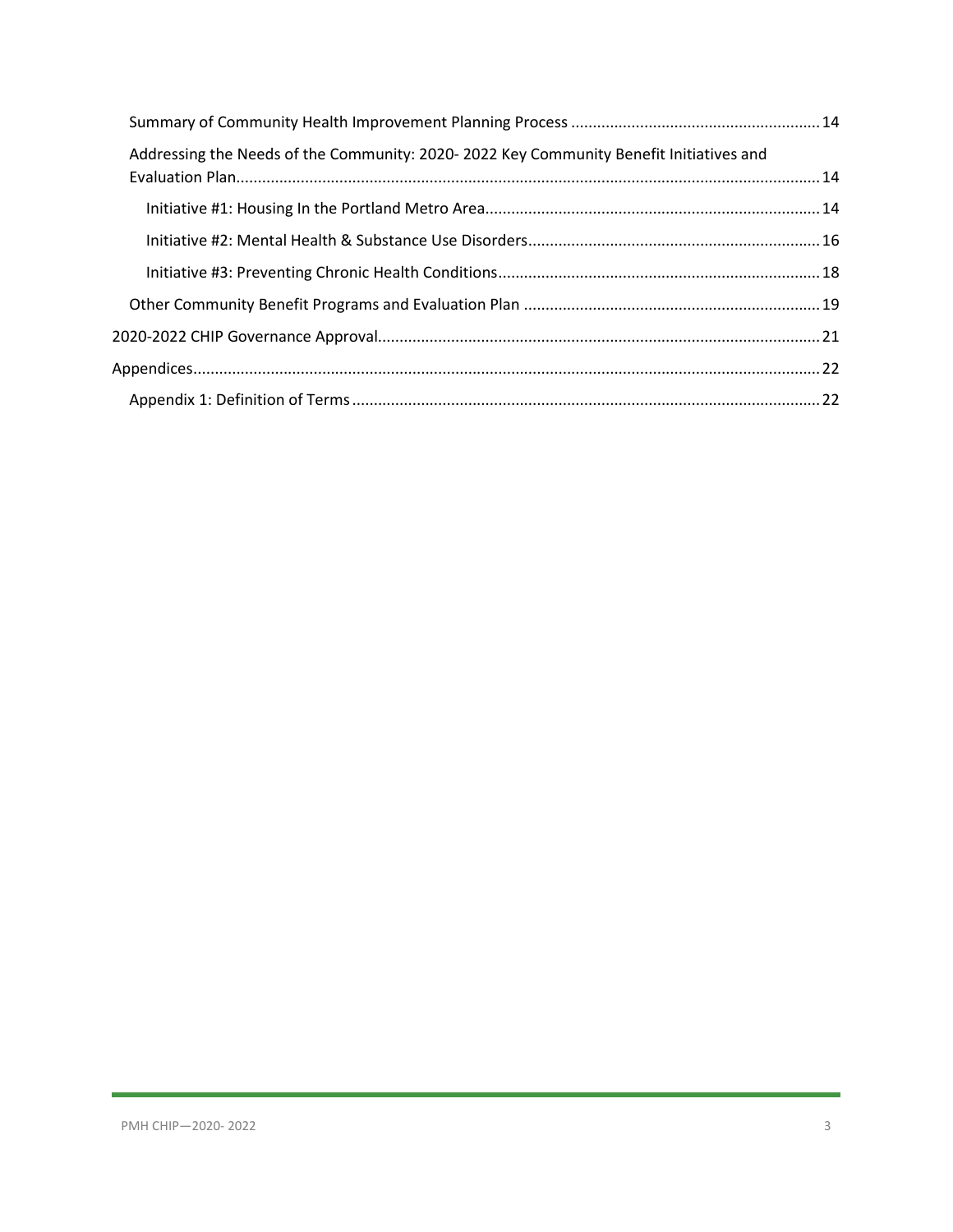- Summary of Community Health Improvement Planning Process ........ 14
- Addressing the Needs of the Community: 2020- 2022 Key Community Benefit Initiatives and Evaluation Plan ........ 14
  - Initiative #1: Housing In the Portland Metro Area ........ 14
  - Initiative #2: Mental Health & Substance Use Disorders ........ 16
  - Initiative #3: Preventing Chronic Health Conditions ........ 18
- Other Community Benefit Programs and Evaluation Plan ........ 19

2020-2022 CHIP Governance Approval ........ 21

Appendices ........ 22

- Appendix 1: Definition of Terms ........ 22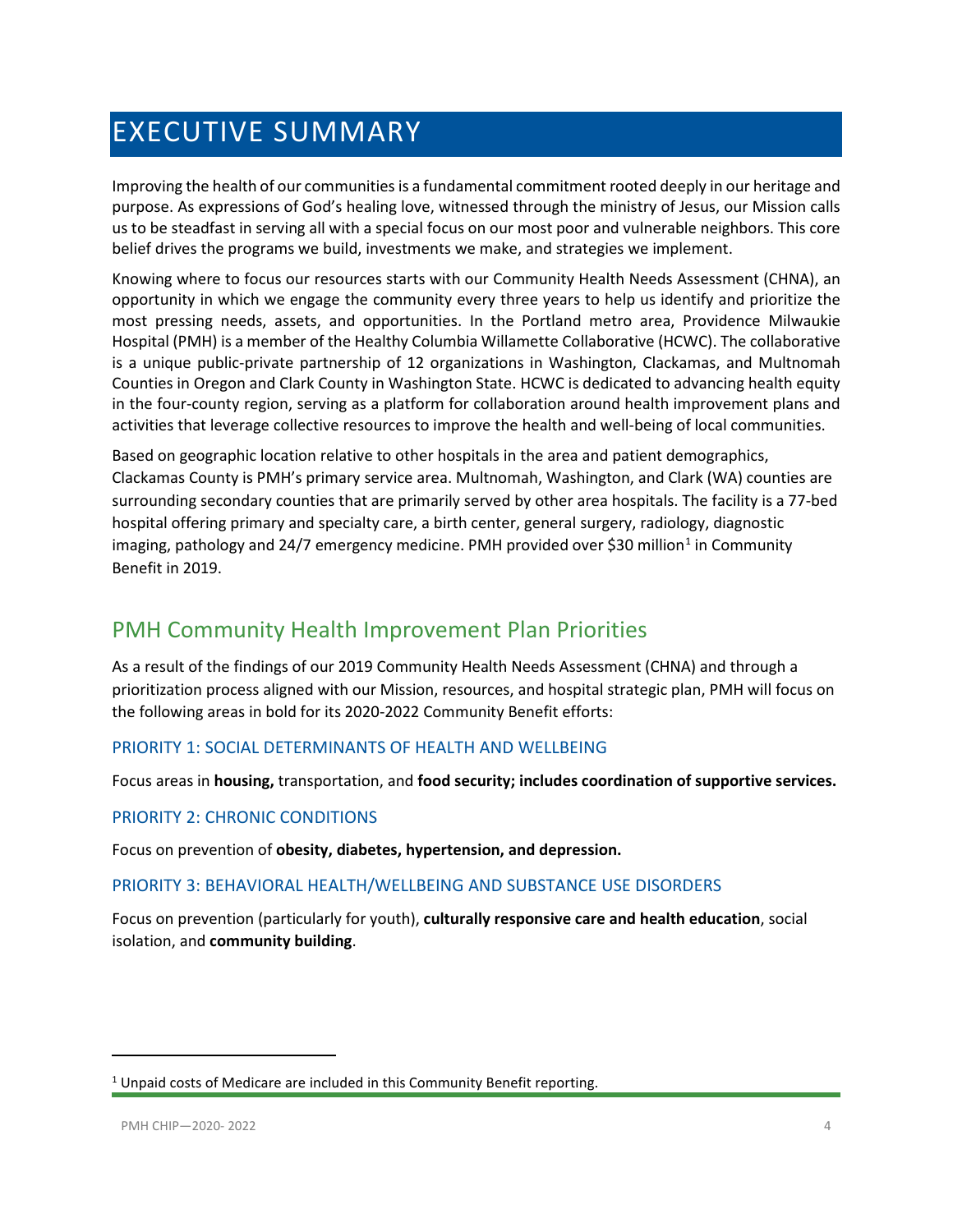# EXECUTIVE SUMMARY

Improving the health of our communities is a fundamental commitment rooted deeply in our heritage and purpose. As expressions of God's healing love, witnessed through the ministry of Jesus, our Mission calls us to be steadfast in serving all with a special focus on our most poor and vulnerable neighbors. This core belief drives the programs we build, investments we make, and strategies we implement.

Knowing where to focus our resources starts with our Community Health Needs Assessment (CHNA), an opportunity in which we engage the community every three years to help us identify and prioritize the most pressing needs, assets, and opportunities. In the Portland metro area, Providence Milwaukie Hospital (PMH) is a member of the Healthy Columbia Willamette Collaborative (HCWC). The collaborative is a unique public-private partnership of 12 organizations in Washington, Clackamas, and Multnomah Counties in Oregon and Clark County in Washington State. HCWC is dedicated to advancing health equity in the four-county region, serving as a platform for collaboration around health improvement plans and activities that leverage collective resources to improve the health and well-being of local communities.

Based on geographic location relative to other hospitals in the area and patient demographics, Clackamas County is PMH's primary service area. Multnomah, Washington, and Clark (WA) counties are surrounding secondary counties that are primarily served by other area hospitals. The facility is a 77-bed hospital offering primary and specialty care, a birth center, general surgery, radiology, diagnostic imaging, pathology and 24/7 emergency medicine. PMH provided over $30 million[1] in Community Benefit in 2019.

## PMH Community Health Improvement Plan Priorities

As a result of the findings of our 2019 Community Health Needs Assessment (CHNA) and through a prioritization process aligned with our Mission, resources, and hospital strategic plan, PMH will focus on the following areas in bold for its 2020-2022 Community Benefit efforts:

### PRIORITY 1: SOCIAL DETERMINANTS OF HEALTH AND WELLBEING

Focus areas in **housing,** transportation, and **food security; includes coordination of supportive services.**

### PRIORITY 2: CHRONIC CONDITIONS

Focus on prevention of **obesity, diabetes, hypertension, and depression.**

### PRIORITY 3: BEHAVIORAL HEALTH/WELLBEING AND SUBSTANCE USE DISORDERS

Focus on prevention (particularly for youth), **culturally responsive care and health education**, social isolation, and **community building**.

---

[1] Unpaid costs of Medicare are included in this Community Benefit reporting.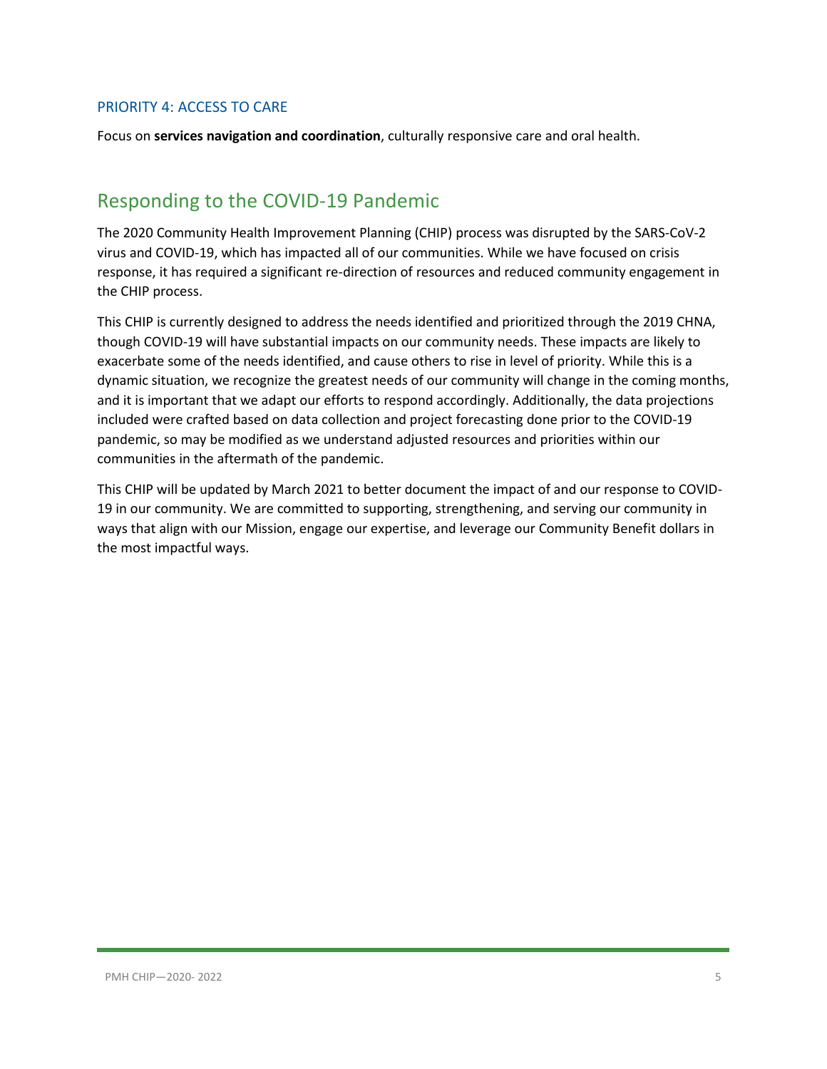### PRIORITY 4: ACCESS TO CARE

Focus on **services navigation and coordination**, culturally responsive care and oral health.

## Responding to the COVID-19 Pandemic

The 2020 Community Health Improvement Planning (CHIP) process was disrupted by the SARS-CoV-2 virus and COVID-19, which has impacted all of our communities. While we have focused on crisis response, it has required a significant re-direction of resources and reduced community engagement in the CHIP process.

This CHIP is currently designed to address the needs identified and prioritized through the 2019 CHNA, though COVID-19 will have substantial impacts on our community needs. These impacts are likely to exacerbate some of the needs identified, and cause others to rise in level of priority. While this is a dynamic situation, we recognize the greatest needs of our community will change in the coming months, and it is important that we adapt our efforts to respond accordingly. Additionally, the data projections included were crafted based on data collection and project forecasting done prior to the COVID-19 pandemic, so may be modified as we understand adjusted resources and priorities within our communities in the aftermath of the pandemic.

This CHIP will be updated by March 2021 to better document the impact of and our response to COVID-19 in our community. We are committed to supporting, strengthening, and serving our community in ways that align with our Mission, engage our expertise, and leverage our Community Benefit dollars in the most impactful ways.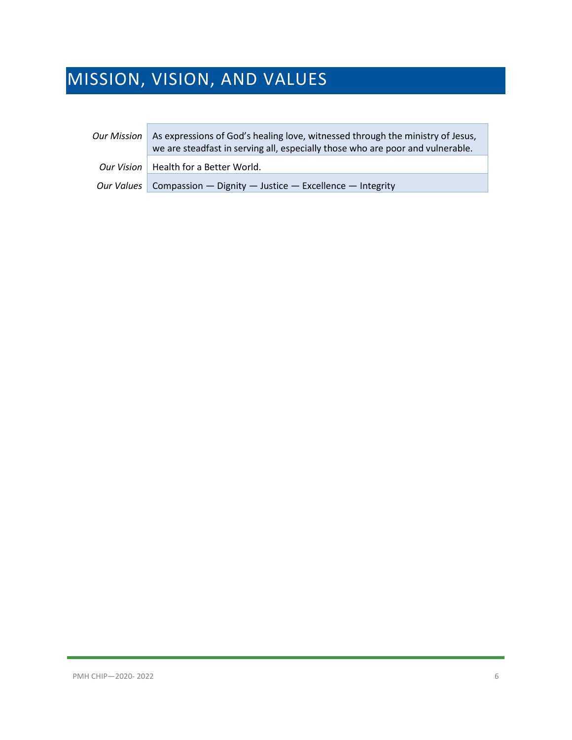# MISSION, VISION, AND VALUES

| | |
|---|---|
| *Our Mission* | As expressions of God's healing love, witnessed through the ministry of Jesus, we are steadfast in serving all, especially those who are poor and vulnerable. |
| *Our Vision* | Health for a Better World. |
| *Our Values* | Compassion — Dignity — Justice — Excellence — Integrity |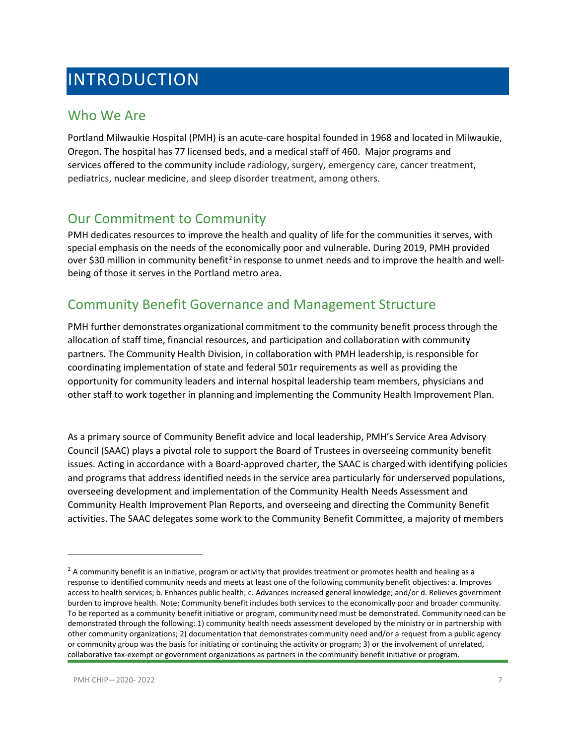# INTRODUCTION

## Who We Are

Portland Milwaukie Hospital (PMH) is an acute-care hospital founded in 1968 and located in Milwaukie, Oregon. The hospital has 77 licensed beds, and a medical staff of 460. Major programs and services offered to the community include radiology, surgery, emergency care, cancer treatment, pediatrics, nuclear medicine, and sleep disorder treatment, among others.

## Our Commitment to Community

PMH dedicates resources to improve the health and quality of life for the communities it serves, with special emphasis on the needs of the economically poor and vulnerable. During 2019, PMH provided over $30 million in community benefit[2] in response to unmet needs and to improve the health and well-being of those it serves in the Portland metro area.

## Community Benefit Governance and Management Structure

PMH further demonstrates organizational commitment to the community benefit process through the allocation of staff time, financial resources, and participation and collaboration with community partners. The Community Health Division, in collaboration with PMH leadership, is responsible for coordinating implementation of state and federal 501r requirements as well as providing the opportunity for community leaders and internal hospital leadership team members, physicians and other staff to work together in planning and implementing the Community Health Improvement Plan.

As a primary source of Community Benefit advice and local leadership, PMH's Service Area Advisory Council (SAAC) plays a pivotal role to support the Board of Trustees in overseeing community benefit issues. Acting in accordance with a Board-approved charter, the SAAC is charged with identifying policies and programs that address identified needs in the service area particularly for underserved populations, overseeing development and implementation of the Community Health Needs Assessment and Community Health Improvement Plan Reports, and overseeing and directing the Community Benefit activities. The SAAC delegates some work to the Community Benefit Committee, a majority of members

[2] A community benefit is an initiative, program or activity that provides treatment or promotes health and healing as a response to identified community needs and meets at least one of the following community benefit objectives: a. Improves access to health services; b. Enhances public health; c. Advances increased general knowledge; and/or d. Relieves government burden to improve health. Note: Community benefit includes both services to the economically poor and broader community. To be reported as a community benefit initiative or program, community need must be demonstrated. Community need can be demonstrated through the following: 1) community health needs assessment developed by the ministry or in partnership with other community organizations; 2) documentation that demonstrates community need and/or a request from a public agency or community group was the basis for initiating or continuing the activity or program; 3) or the involvement of unrelated, collaborative tax-exempt or government organizations as partners in the community benefit initiative or program.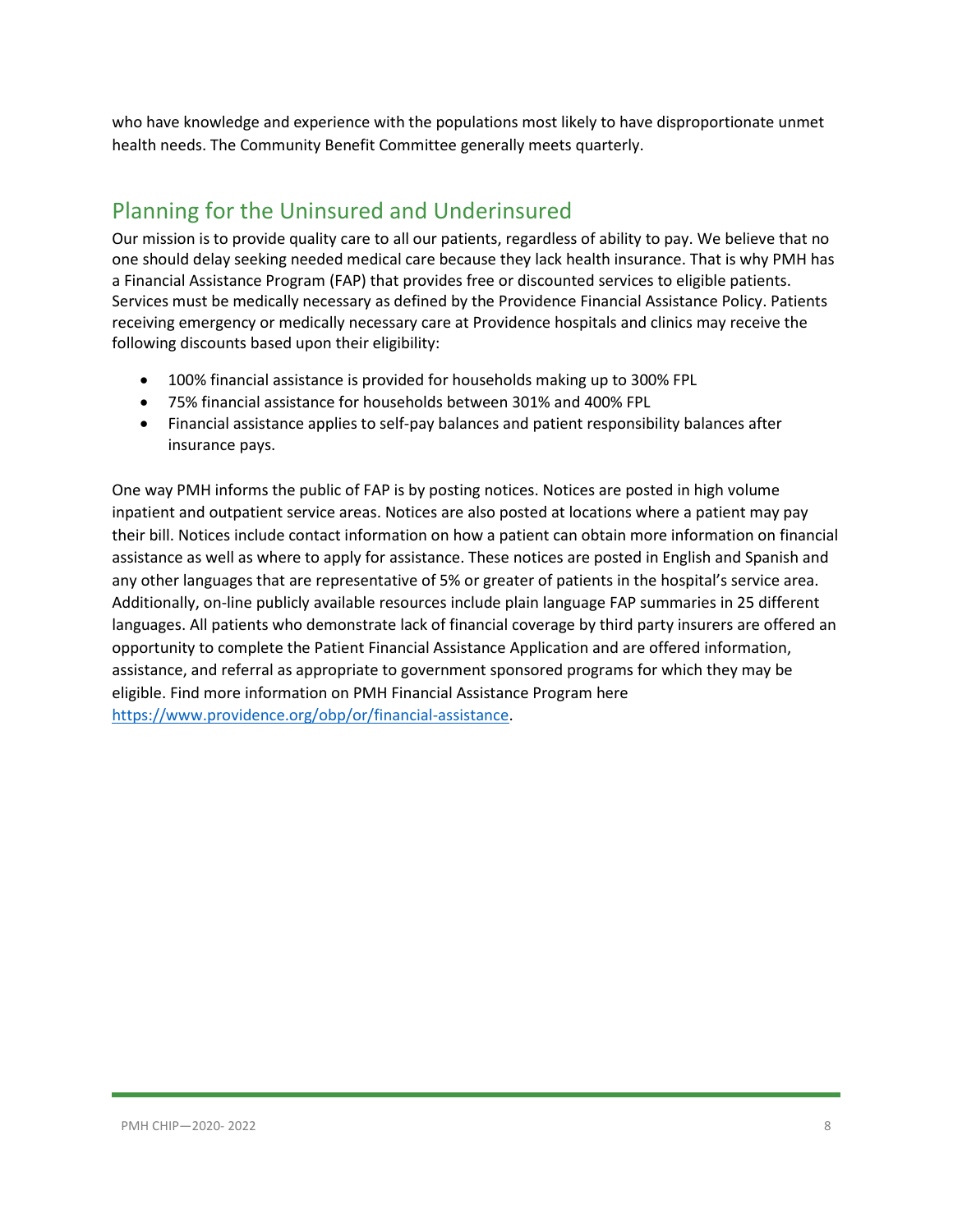who have knowledge and experience with the populations most likely to have disproportionate unmet health needs. The Community Benefit Committee generally meets quarterly.

## Planning for the Uninsured and Underinsured

Our mission is to provide quality care to all our patients, regardless of ability to pay. We believe that no one should delay seeking needed medical care because they lack health insurance. That is why PMH has a Financial Assistance Program (FAP) that provides free or discounted services to eligible patients. Services must be medically necessary as defined by the Providence Financial Assistance Policy. Patients receiving emergency or medically necessary care at Providence hospitals and clinics may receive the following discounts based upon their eligibility:

- 100% financial assistance is provided for households making up to 300% FPL
- 75% financial assistance for households between 301% and 400% FPL
- Financial assistance applies to self-pay balances and patient responsibility balances after insurance pays.

One way PMH informs the public of FAP is by posting notices. Notices are posted in high volume inpatient and outpatient service areas. Notices are also posted at locations where a patient may pay their bill. Notices include contact information on how a patient can obtain more information on financial assistance as well as where to apply for assistance. These notices are posted in English and Spanish and any other languages that are representative of 5% or greater of patients in the hospital's service area. Additionally, on-line publicly available resources include plain language FAP summaries in 25 different languages. All patients who demonstrate lack of financial coverage by third party insurers are offered an opportunity to complete the Patient Financial Assistance Application and are offered information, assistance, and referral as appropriate to government sponsored programs for which they may be eligible. Find more information on PMH Financial Assistance Program here [https://www.providence.org/obp/or/financial-assistance](https://www.providence.org/obp/or/financial-assistance).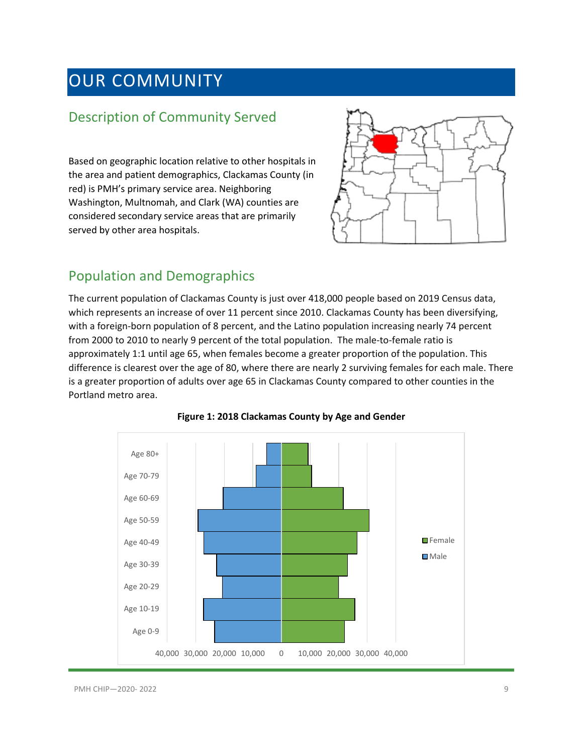# OUR COMMUNITY

## Description of Community Served

Based on geographic location relative to other hospitals in the area and patient demographics, Clackamas County (in red) is PMH's primary service area. Neighboring Washington, Multnomah, and Clark (WA) counties are considered secondary service areas that are primarily served by other area hospitals.

## Population and Demographics

The current population of Clackamas County is just over 418,000 people based on 2019 Census data, which represents an increase of over 11 percent since 2010. Clackamas County has been diversifying, with a foreign-born population of 8 percent, and the Latino population increasing nearly 74 percent from 2000 to 2010 to nearly 9 percent of the total population. The male-to-female ratio is approximately 1:1 until age 65, when females become a greater proportion of the population. This difference is clearest over the age of 80, where there are nearly 2 surviving females for each male. There is a greater proportion of adults over age 65 in Clackamas County compared to other counties in the Portland metro area.

**Figure 1: 2018 Clackamas County by Age and Gender**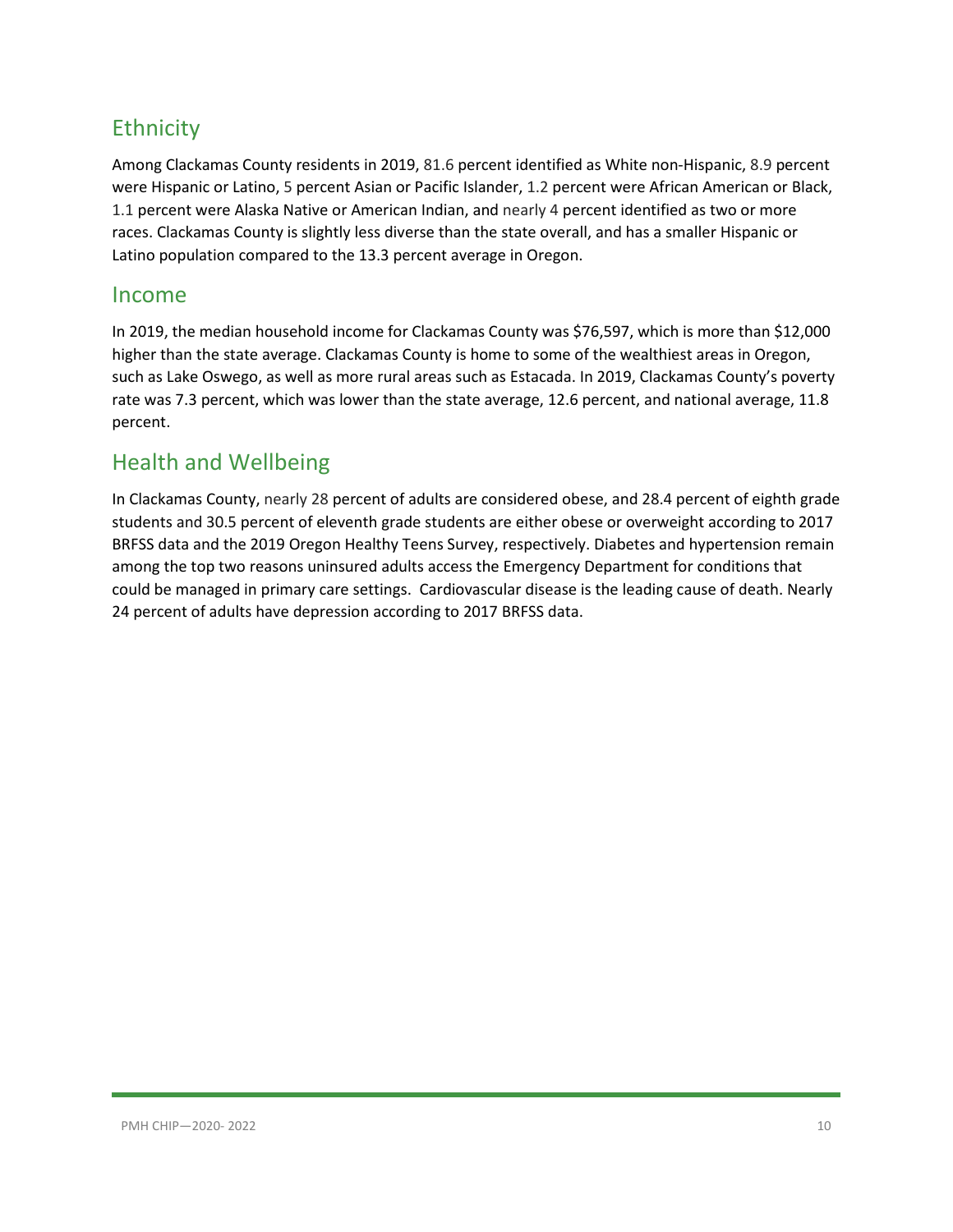## Ethnicity

Among Clackamas County residents in 2019, 81.6 percent identified as White non-Hispanic, 8.9 percent were Hispanic or Latino, 5 percent Asian or Pacific Islander, 1.2 percent were African American or Black, 1.1 percent were Alaska Native or American Indian, and nearly 4 percent identified as two or more races. Clackamas County is slightly less diverse than the state overall, and has a smaller Hispanic or Latino population compared to the 13.3 percent average in Oregon.

## Income

In 2019, the median household income for Clackamas County was $76,597, which is more than $12,000 higher than the state average. Clackamas County is home to some of the wealthiest areas in Oregon, such as Lake Oswego, as well as more rural areas such as Estacada. In 2019, Clackamas County's poverty rate was 7.3 percent, which was lower than the state average, 12.6 percent, and national average, 11.8 percent.

## Health and Wellbeing

In Clackamas County, nearly 28 percent of adults are considered obese, and 28.4 percent of eighth grade students and 30.5 percent of eleventh grade students are either obese or overweight according to 2017 BRFSS data and the 2019 Oregon Healthy Teens Survey, respectively. Diabetes and hypertension remain among the top two reasons uninsured adults access the Emergency Department for conditions that could be managed in primary care settings. Cardiovascular disease is the leading cause of death. Nearly 24 percent of adults have depression according to 2017 BRFSS data.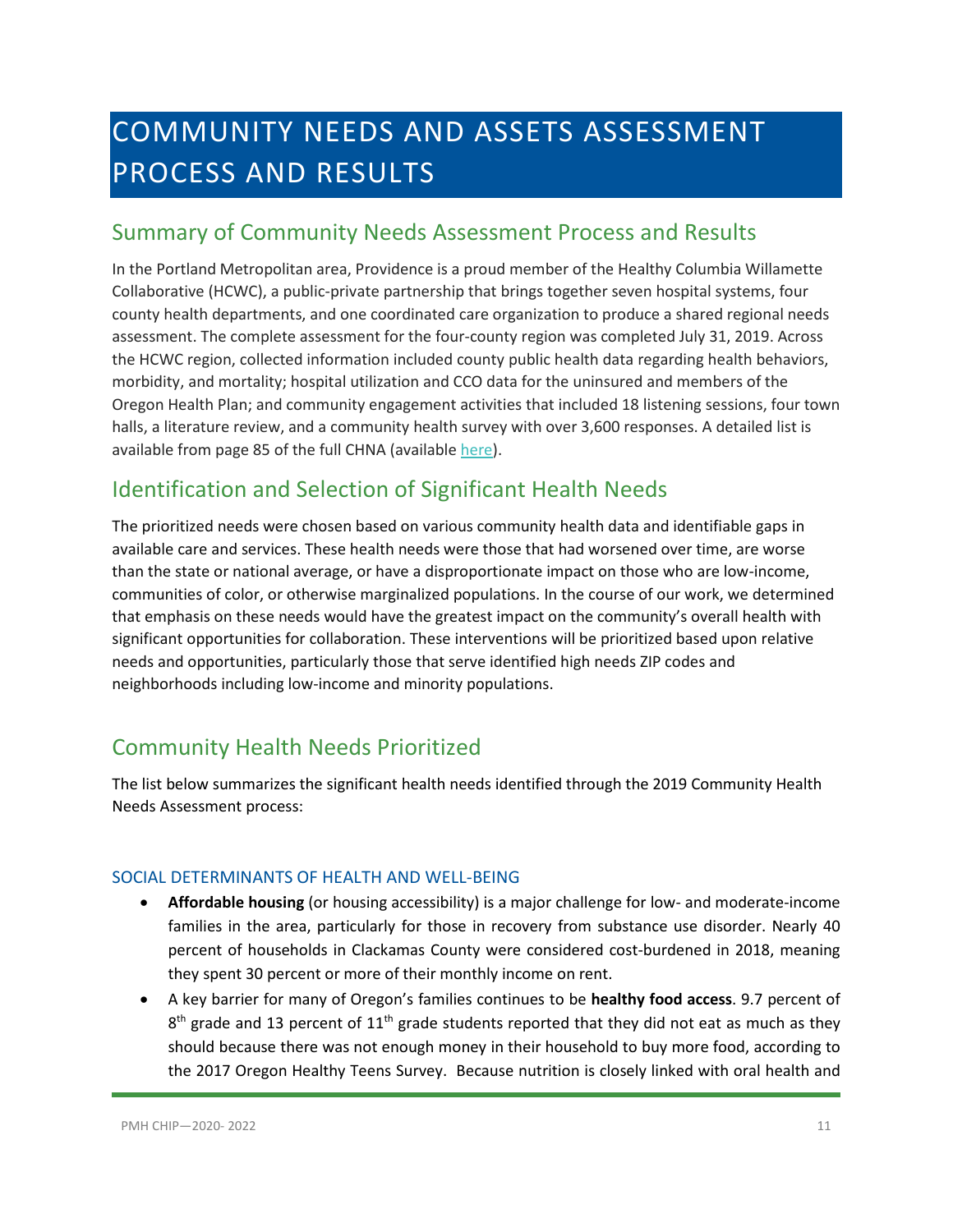# COMMUNITY NEEDS AND ASSETS ASSESSMENT PROCESS AND RESULTS

## Summary of Community Needs Assessment Process and Results

In the Portland Metropolitan area, Providence is a proud member of the Healthy Columbia Willamette Collaborative (HCWC), a public-private partnership that brings together seven hospital systems, four county health departments, and one coordinated care organization to produce a shared regional needs assessment. The complete assessment for the four-county region was completed July 31, 2019. Across the HCWC region, collected information included county public health data regarding health behaviors, morbidity, and mortality; hospital utilization and CCO data for the uninsured and members of the Oregon Health Plan; and community engagement activities that included 18 listening sessions, four town halls, a literature review, and a community health survey with over 3,600 responses. A detailed list is available from page 85 of the full CHNA (available here).

## Identification and Selection of Significant Health Needs

The prioritized needs were chosen based on various community health data and identifiable gaps in available care and services. These health needs were those that had worsened over time, are worse than the state or national average, or have a disproportionate impact on those who are low-income, communities of color, or otherwise marginalized populations. In the course of our work, we determined that emphasis on these needs would have the greatest impact on the community's overall health with significant opportunities for collaboration. These interventions will be prioritized based upon relative needs and opportunities, particularly those that serve identified high needs ZIP codes and neighborhoods including low-income and minority populations.

## Community Health Needs Prioritized

The list below summarizes the significant health needs identified through the 2019 Community Health Needs Assessment process:

### SOCIAL DETERMINANTS OF HEALTH AND WELL-BEING

- **Affordable housing** (or housing accessibility) is a major challenge for low- and moderate-income families in the area, particularly for those in recovery from substance use disorder. Nearly 40 percent of households in Clackamas County were considered cost-burdened in 2018, meaning they spent 30 percent or more of their monthly income on rent.
- A key barrier for many of Oregon's families continues to be **healthy food access**. 9.7 percent of 8th grade and 13 percent of 11th grade students reported that they did not eat as much as they should because there was not enough money in their household to buy more food, according to the 2017 Oregon Healthy Teens Survey. Because nutrition is closely linked with oral health and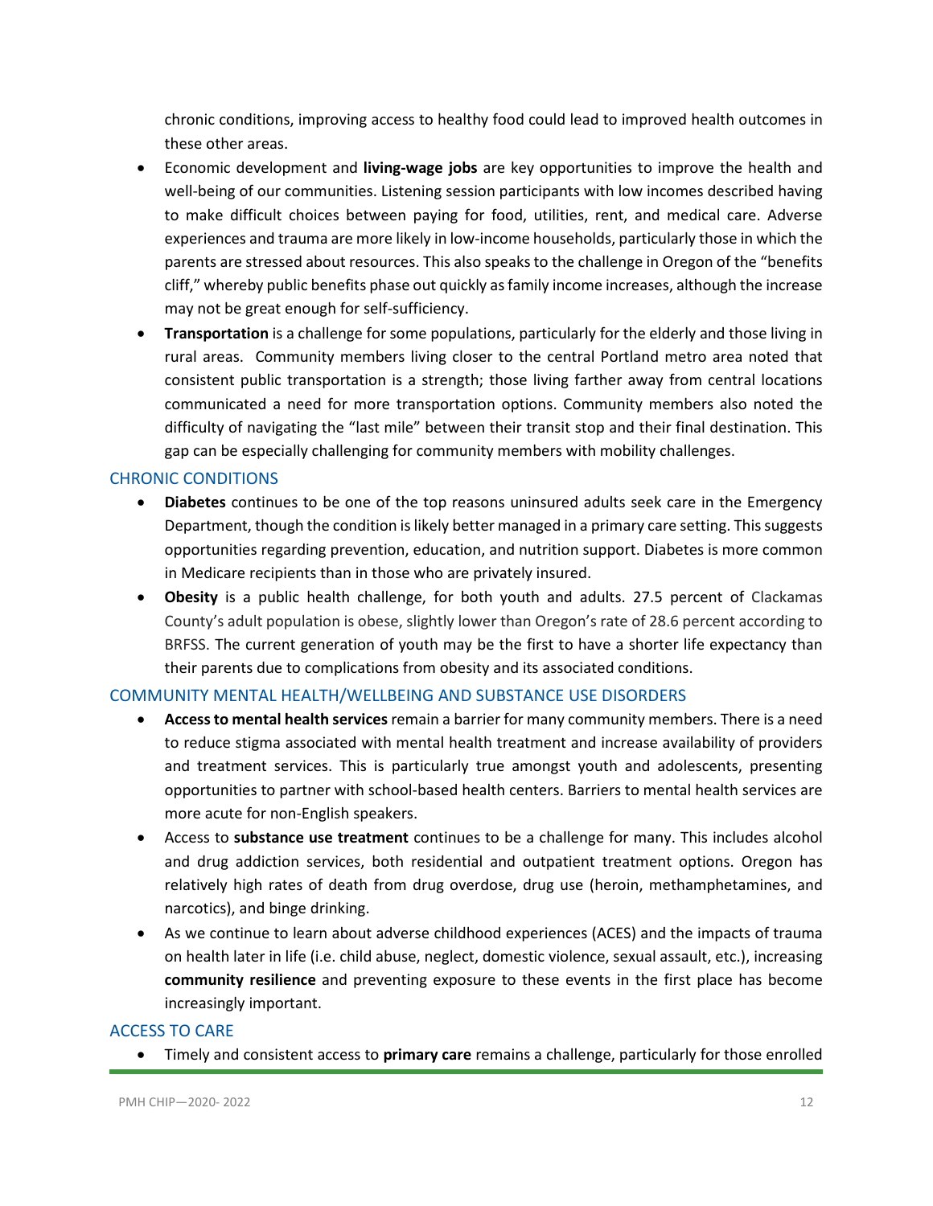chronic conditions, improving access to healthy food could lead to improved health outcomes in these other areas.

- Economic development and **living-wage jobs** are key opportunities to improve the health and well-being of our communities. Listening session participants with low incomes described having to make difficult choices between paying for food, utilities, rent, and medical care. Adverse experiences and trauma are more likely in low-income households, particularly those in which the parents are stressed about resources. This also speaks to the challenge in Oregon of the "benefits cliff," whereby public benefits phase out quickly as family income increases, although the increase may not be great enough for self-sufficiency.
- **Transportation** is a challenge for some populations, particularly for the elderly and those living in rural areas. Community members living closer to the central Portland metro area noted that consistent public transportation is a strength; those living farther away from central locations communicated a need for more transportation options. Community members also noted the difficulty of navigating the "last mile" between their transit stop and their final destination. This gap can be especially challenging for community members with mobility challenges.

### CHRONIC CONDITIONS

- **Diabetes** continues to be one of the top reasons uninsured adults seek care in the Emergency Department, though the condition is likely better managed in a primary care setting. This suggests opportunities regarding prevention, education, and nutrition support. Diabetes is more common in Medicare recipients than in those who are privately insured.
- **Obesity** is a public health challenge, for both youth and adults. 27.5 percent of Clackamas County's adult population is obese, slightly lower than Oregon's rate of 28.6 percent according to BRFSS. The current generation of youth may be the first to have a shorter life expectancy than their parents due to complications from obesity and its associated conditions.

### COMMUNITY MENTAL HEALTH/WELLBEING AND SUBSTANCE USE DISORDERS

- **Access to mental health services** remain a barrier for many community members. There is a need to reduce stigma associated with mental health treatment and increase availability of providers and treatment services. This is particularly true amongst youth and adolescents, presenting opportunities to partner with school-based health centers. Barriers to mental health services are more acute for non-English speakers.
- Access to **substance use treatment** continues to be a challenge for many. This includes alcohol and drug addiction services, both residential and outpatient treatment options. Oregon has relatively high rates of death from drug overdose, drug use (heroin, methamphetamines, and narcotics), and binge drinking.
- As we continue to learn about adverse childhood experiences (ACES) and the impacts of trauma on health later in life (i.e. child abuse, neglect, domestic violence, sexual assault, etc.), increasing **community resilience** and preventing exposure to these events in the first place has become increasingly important.

### ACCESS TO CARE

- Timely and consistent access to **primary care** remains a challenge, particularly for those enrolled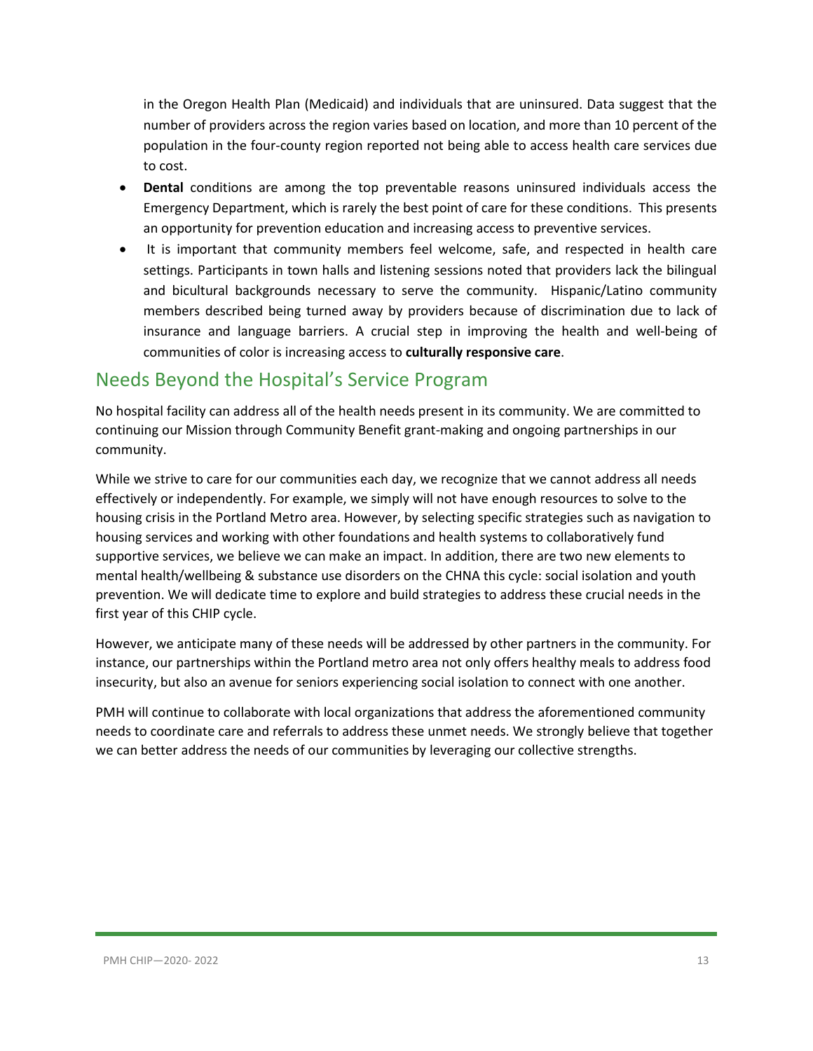in the Oregon Health Plan (Medicaid) and individuals that are uninsured. Data suggest that the number of providers across the region varies based on location, and more than 10 percent of the population in the four-county region reported not being able to access health care services due to cost.

- **Dental** conditions are among the top preventable reasons uninsured individuals access the Emergency Department, which is rarely the best point of care for these conditions. This presents an opportunity for prevention education and increasing access to preventive services.
- It is important that community members feel welcome, safe, and respected in health care settings. Participants in town halls and listening sessions noted that providers lack the bilingual and bicultural backgrounds necessary to serve the community. Hispanic/Latino community members described being turned away by providers because of discrimination due to lack of insurance and language barriers. A crucial step in improving the health and well-being of communities of color is increasing access to **culturally responsive care**.

## Needs Beyond the Hospital's Service Program

No hospital facility can address all of the health needs present in its community. We are committed to continuing our Mission through Community Benefit grant-making and ongoing partnerships in our community.

While we strive to care for our communities each day, we recognize that we cannot address all needs effectively or independently. For example, we simply will not have enough resources to solve to the housing crisis in the Portland Metro area. However, by selecting specific strategies such as navigation to housing services and working with other foundations and health systems to collaboratively fund supportive services, we believe we can make an impact. In addition, there are two new elements to mental health/wellbeing & substance use disorders on the CHNA this cycle: social isolation and youth prevention. We will dedicate time to explore and build strategies to address these crucial needs in the first year of this CHIP cycle.

However, we anticipate many of these needs will be addressed by other partners in the community. For instance, our partnerships within the Portland metro area not only offers healthy meals to address food insecurity, but also an avenue for seniors experiencing social isolation to connect with one another.

PMH will continue to collaborate with local organizations that address the aforementioned community needs to coordinate care and referrals to address these unmet needs. We strongly believe that together we can better address the needs of our communities by leveraging our collective strengths.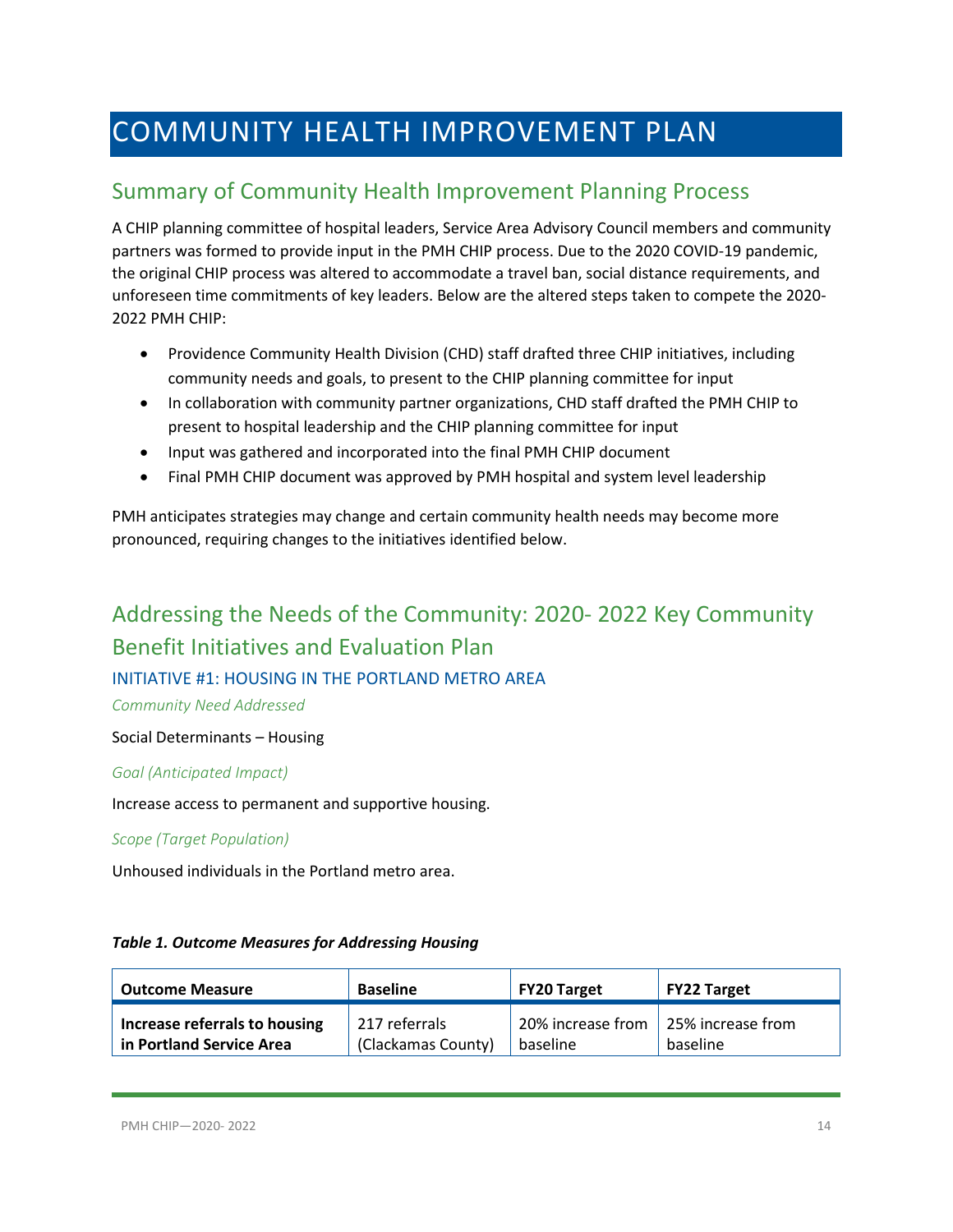# COMMUNITY HEALTH IMPROVEMENT PLAN

## Summary of Community Health Improvement Planning Process

A CHIP planning committee of hospital leaders, Service Area Advisory Council members and community partners was formed to provide input in the PMH CHIP process. Due to the 2020 COVID-19 pandemic, the original CHIP process was altered to accommodate a travel ban, social distance requirements, and unforeseen time commitments of key leaders. Below are the altered steps taken to compete the 2020-2022 PMH CHIP:

- Providence Community Health Division (CHD) staff drafted three CHIP initiatives, including community needs and goals, to present to the CHIP planning committee for input
- In collaboration with community partner organizations, CHD staff drafted the PMH CHIP to present to hospital leadership and the CHIP planning committee for input
- Input was gathered and incorporated into the final PMH CHIP document
- Final PMH CHIP document was approved by PMH hospital and system level leadership

PMH anticipates strategies may change and certain community health needs may become more pronounced, requiring changes to the initiatives identified below.

## Addressing the Needs of the Community: 2020- 2022 Key Community Benefit Initiatives and Evaluation Plan

### INITIATIVE #1: HOUSING IN THE PORTLAND METRO AREA

*Community Need Addressed*

Social Determinants – Housing

*Goal (Anticipated Impact)*

Increase access to permanent and supportive housing.

*Scope (Target Population)*

Unhoused individuals in the Portland metro area.

***Table 1. Outcome Measures for Addressing Housing***

| Outcome Measure | Baseline | FY20 Target | FY22 Target |
|---|---|---|---|
| **Increase referrals to housing in Portland Service Area** | 217 referrals (Clackamas County) | 20% increase from baseline | 25% increase from baseline |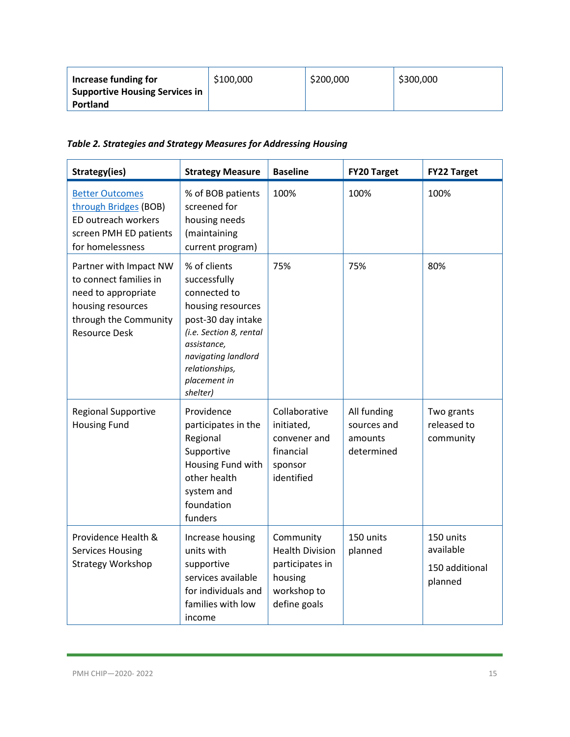| **Increase funding for Supportive Housing Services in Portland** | $100,000 | $200,000 | $300,000 |
|---|---|---|---|

***Table 2. Strategies and Strategy Measures for Addressing Housing***

| Strategy(ies) | Strategy Measure | Baseline | FY20 Target | FY22 Target |
|---|---|---|---|---|
| Better Outcomes through Bridges (BOB) ED outreach workers screen PMH ED patients for homelessness | % of BOB patients screened for housing needs (maintaining current program) | 100% | 100% | 100% |
| Partner with Impact NW to connect families in need to appropriate housing resources through the Community Resource Desk | % of clients successfully connected to housing resources post-30 day intake *(i.e. Section 8, rental assistance, navigating landlord relationships, placement in shelter)* | 75% | 75% | 80% |
| Regional Supportive Housing Fund | Providence participates in the Regional Supportive Housing Fund with other health system and foundation funders | Collaborative initiated, convener and financial sponsor identified | All funding sources and amounts determined | Two grants released to community |
| Providence Health & Services Housing Strategy Workshop | Increase housing units with supportive services available for individuals and families with low income | Community Health Division participates in housing workshop to define goals | 150 units planned | 150 units available<br><br>150 additional planned |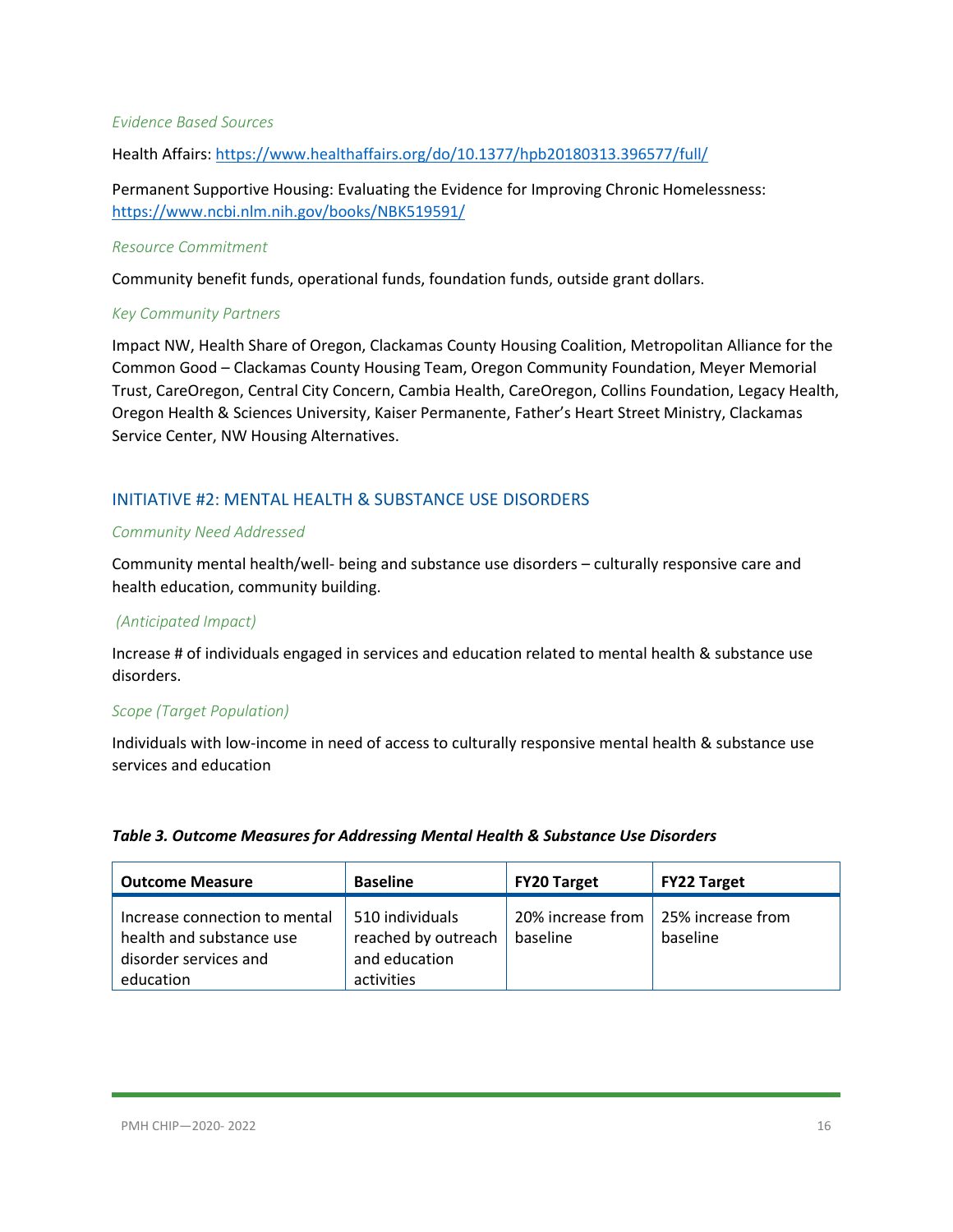*Evidence Based Sources*

Health Affairs: https://www.healthaffairs.org/do/10.1377/hpb20180313.396577/full/

Permanent Supportive Housing: Evaluating the Evidence for Improving Chronic Homelessness: https://www.ncbi.nlm.nih.gov/books/NBK519591/

*Resource Commitment*

Community benefit funds, operational funds, foundation funds, outside grant dollars.

*Key Community Partners*

Impact NW, Health Share of Oregon, Clackamas County Housing Coalition, Metropolitan Alliance for the Common Good – Clackamas County Housing Team, Oregon Community Foundation, Meyer Memorial Trust, CareOregon, Central City Concern, Cambia Health, CareOregon, Collins Foundation, Legacy Health, Oregon Health & Sciences University, Kaiser Permanente, Father's Heart Street Ministry, Clackamas Service Center, NW Housing Alternatives.

## INITIATIVE #2: MENTAL HEALTH & SUBSTANCE USE DISORDERS

*Community Need Addressed*

Community mental health/well- being and substance use disorders – culturally responsive care and health education, community building.

*(Anticipated Impact)*

Increase # of individuals engaged in services and education related to mental health & substance use disorders.

*Scope (Target Population)*

Individuals with low-income in need of access to culturally responsive mental health & substance use services and education

***Table 3. Outcome Measures for Addressing Mental Health & Substance Use Disorders***

| Outcome Measure | Baseline | FY20 Target | FY22 Target |
|---|---|---|---|
| Increase connection to mental health and substance use disorder services and education | 510 individuals reached by outreach and education activities | 20% increase from baseline | 25% increase from baseline |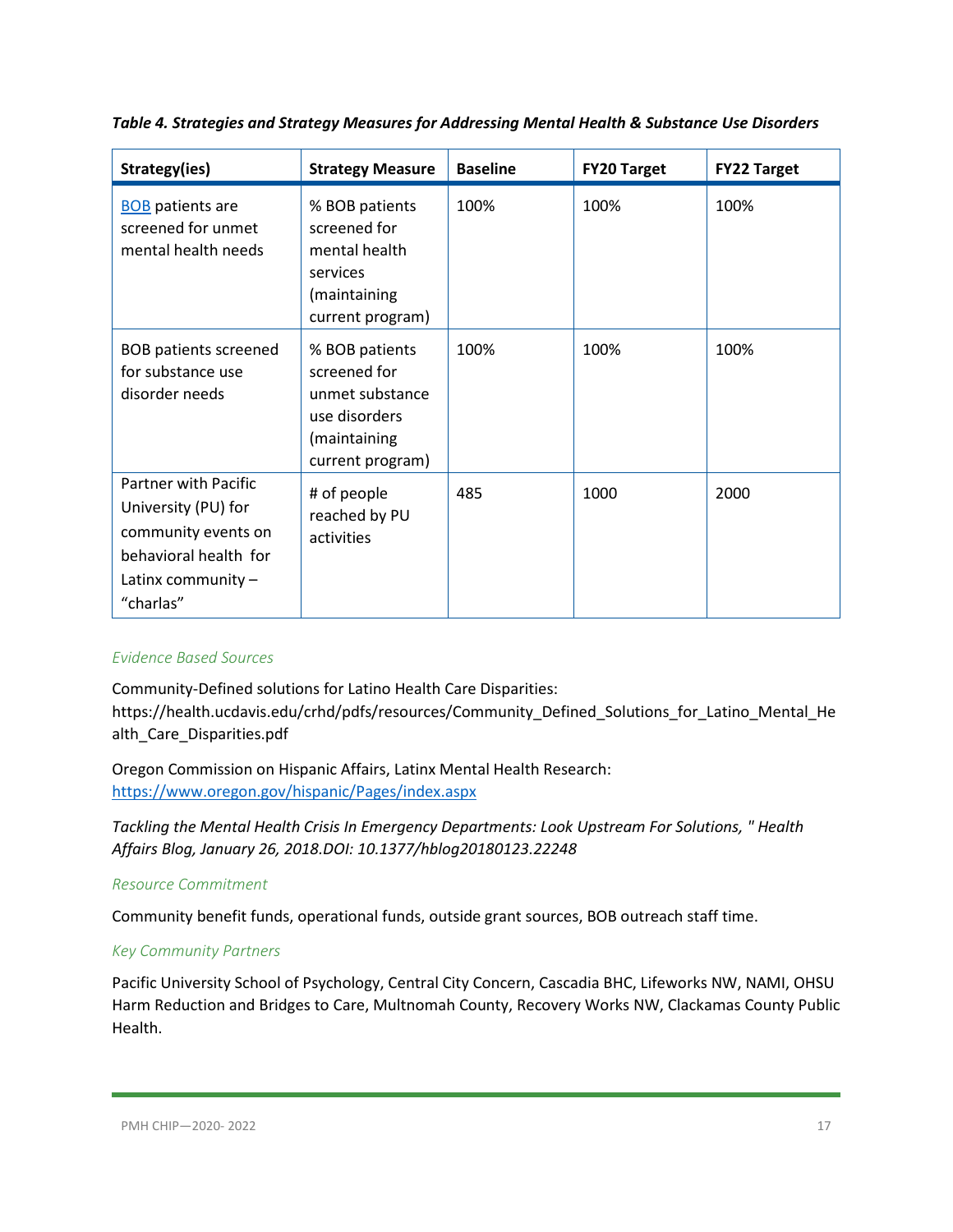*Table 4. Strategies and Strategy Measures for Addressing Mental Health & Substance Use Disorders*

| Strategy(ies) | Strategy Measure | Baseline | FY20 Target | FY22 Target |
|---|---|---|---|---|
| BOB patients are screened for unmet mental health needs | % BOB patients screened for mental health services (maintaining current program) | 100% | 100% | 100% |
| BOB patients screened for substance use disorder needs | % BOB patients screened for unmet substance use disorders (maintaining current program) | 100% | 100% | 100% |
| Partner with Pacific University (PU) for community events on behavioral health for Latinx community – "charlas" | # of people reached by PU activities | 485 | 1000 | 2000 |

*Evidence Based Sources*

Community-Defined solutions for Latino Health Care Disparities: https://health.ucdavis.edu/crhd/pdfs/resources/Community_Defined_Solutions_for_Latino_Mental_Health_Care_Disparities.pdf

Oregon Commission on Hispanic Affairs, Latinx Mental Health Research: https://www.oregon.gov/hispanic/Pages/index.aspx

*Tackling the Mental Health Crisis In Emergency Departments: Look Upstream For Solutions, " Health Affairs Blog, January 26, 2018.DOI: 10.1377/hblog20180123.22248*

*Resource Commitment*

Community benefit funds, operational funds, outside grant sources, BOB outreach staff time.

*Key Community Partners*

Pacific University School of Psychology, Central City Concern, Cascadia BHC, Lifeworks NW, NAMI, OHSU Harm Reduction and Bridges to Care, Multnomah County, Recovery Works NW, Clackamas County Public Health.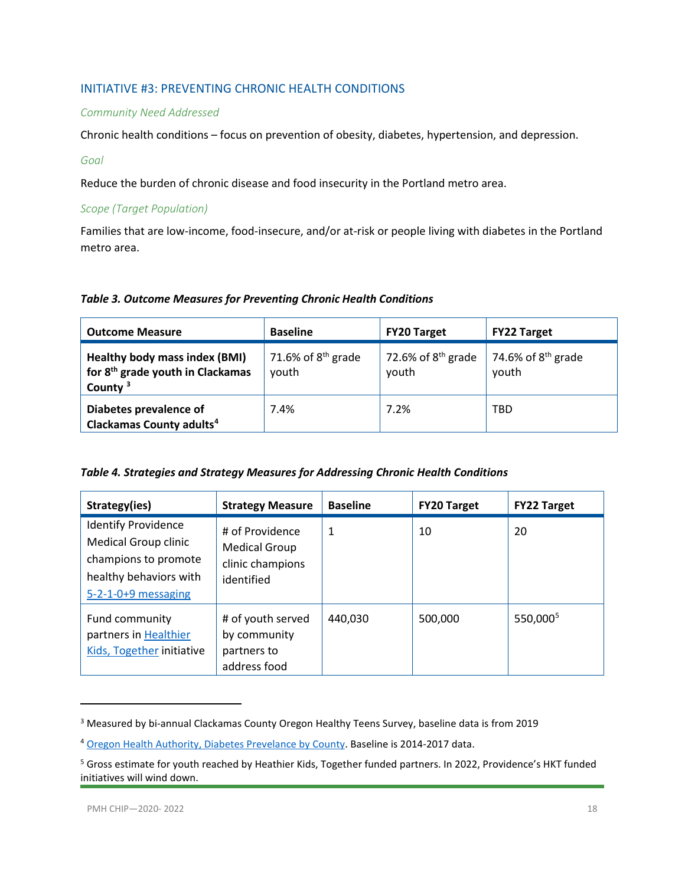## INITIATIVE #3: PREVENTING CHRONIC HEALTH CONDITIONS

### *Community Need Addressed*

Chronic health conditions – focus on prevention of obesity, diabetes, hypertension, and depression.

### *Goal*

Reduce the burden of chronic disease and food insecurity in the Portland metro area.

### *Scope (Target Population)*

Families that are low-income, food-insecure, and/or at-risk or people living with diabetes in the Portland metro area.

***Table 3. Outcome Measures for Preventing Chronic Health Conditions***

| Outcome Measure | Baseline | FY20 Target | FY22 Target |
|---|---|---|---|
| **Healthy body mass index (BMI) for 8th grade youth in Clackamas County** [3] | 71.6% of 8th grade youth | 72.6% of 8th grade youth | 74.6% of 8th grade youth |
| **Diabetes prevalence of Clackamas County adults**[4] | 7.4% | 7.2% | TBD |

***Table 4. Strategies and Strategy Measures for Addressing Chronic Health Conditions***

| Strategy(ies) | Strategy Measure | Baseline | FY20 Target | FY22 Target |
|---|---|---|---|---|
| Identify Providence Medical Group clinic champions to promote healthy behaviors with 5-2-1-0+9 messaging | # of Providence Medical Group clinic champions identified | 1 | 10 | 20 |
| Fund community partners in Healthier Kids, Together initiative | # of youth served by community partners to address food | 440,030 | 500,000 | 550,000[5] |

---

[3] Measured by bi-annual Clackamas County Oregon Healthy Teens Survey, baseline data is from 2019

[4] Oregon Health Authority, Diabetes Prevelance by County. Baseline is 2014-2017 data.

[5] Gross estimate for youth reached by Heathier Kids, Together funded partners. In 2022, Providence's HKT funded initiatives will wind down.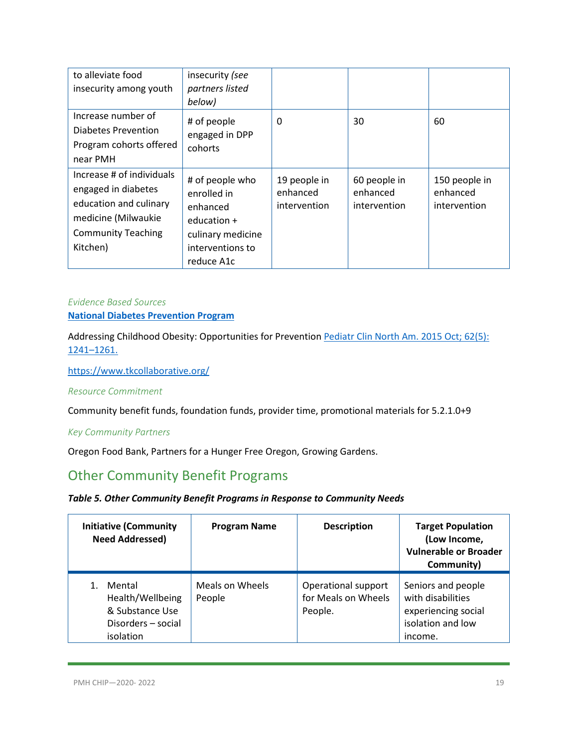| | | | | |
|---|---|---|---|---|
| to alleviate food insecurity among youth | insecurity *(see partners listed below)* | | | |
| Increase number of Diabetes Prevention Program cohorts offered near PMH | # of people engaged in DPP cohorts | 0 | 30 | 60 |
| Increase # of individuals engaged in diabetes education and culinary medicine (Milwaukie Community Teaching Kitchen) | # of people who enrolled in enhanced education + culinary medicine interventions to reduce A1c | 19 people in enhanced intervention | 60 people in enhanced intervention | 150 people in enhanced intervention |

*Evidence Based Sources*

**National Diabetes Prevention Program**

Addressing Childhood Obesity: Opportunities for Prevention Pediatr Clin North Am. 2015 Oct; 62(5): 1241–1261.

https://www.tkcollaborative.org/

*Resource Commitment*

Community benefit funds, foundation funds, provider time, promotional materials for 5.2.1.0+9

*Key Community Partners*

Oregon Food Bank, Partners for a Hunger Free Oregon, Growing Gardens.

## Other Community Benefit Programs

***Table 5. Other Community Benefit Programs in Response to Community Needs***

| Initiative (Community Need Addressed) | Program Name | Description | Target Population (Low Income, Vulnerable or Broader Community) |
|---|---|---|---|
| 1. Mental Health/Wellbeing & Substance Use Disorders – social isolation | Meals on Wheels People | Operational support for Meals on Wheels People. | Seniors and people with disabilities experiencing social isolation and low income. |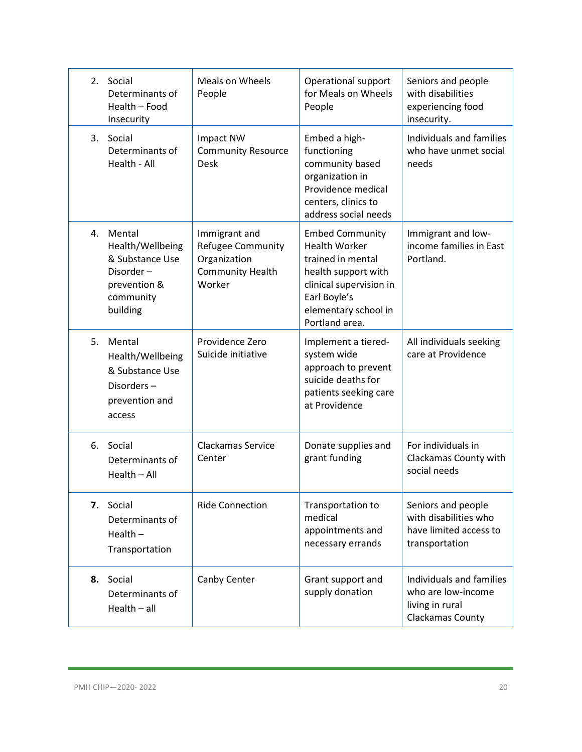| | | | |
|---|---|---|---|
| 2. Social Determinants of Health – Food Insecurity | Meals on Wheels People | Operational support for Meals on Wheels People | Seniors and people with disabilities experiencing food insecurity. |
| 3. Social Determinants of Health - All | Impact NW Community Resource Desk | Embed a high-functioning community based organization in Providence medical centers, clinics to address social needs | Individuals and families who have unmet social needs |
| 4. Mental Health/Wellbeing & Substance Use Disorder – prevention & community building | Immigrant and Refugee Community Organization Community Health Worker | Embed Community Health Worker trained in mental health support with clinical supervision in Earl Boyle's elementary school in Portland area. | Immigrant and low-income families in East Portland. |
| 5. Mental Health/Wellbeing & Substance Use Disorders – prevention and access | Providence Zero Suicide initiative | Implement a tiered-system wide approach to prevent suicide deaths for patients seeking care at Providence | All individuals seeking care at Providence |
| 6. Social Determinants of Health – All | Clackamas Service Center | Donate supplies and grant funding | For individuals in Clackamas County with social needs |
| **7.** Social Determinants of Health – Transportation | Ride Connection | Transportation to medical appointments and necessary errands | Seniors and people with disabilities who have limited access to transportation |
| **8.** Social Determinants of Health – all | Canby Center | Grant support and supply donation | Individuals and families who are low-income living in rural Clackamas County |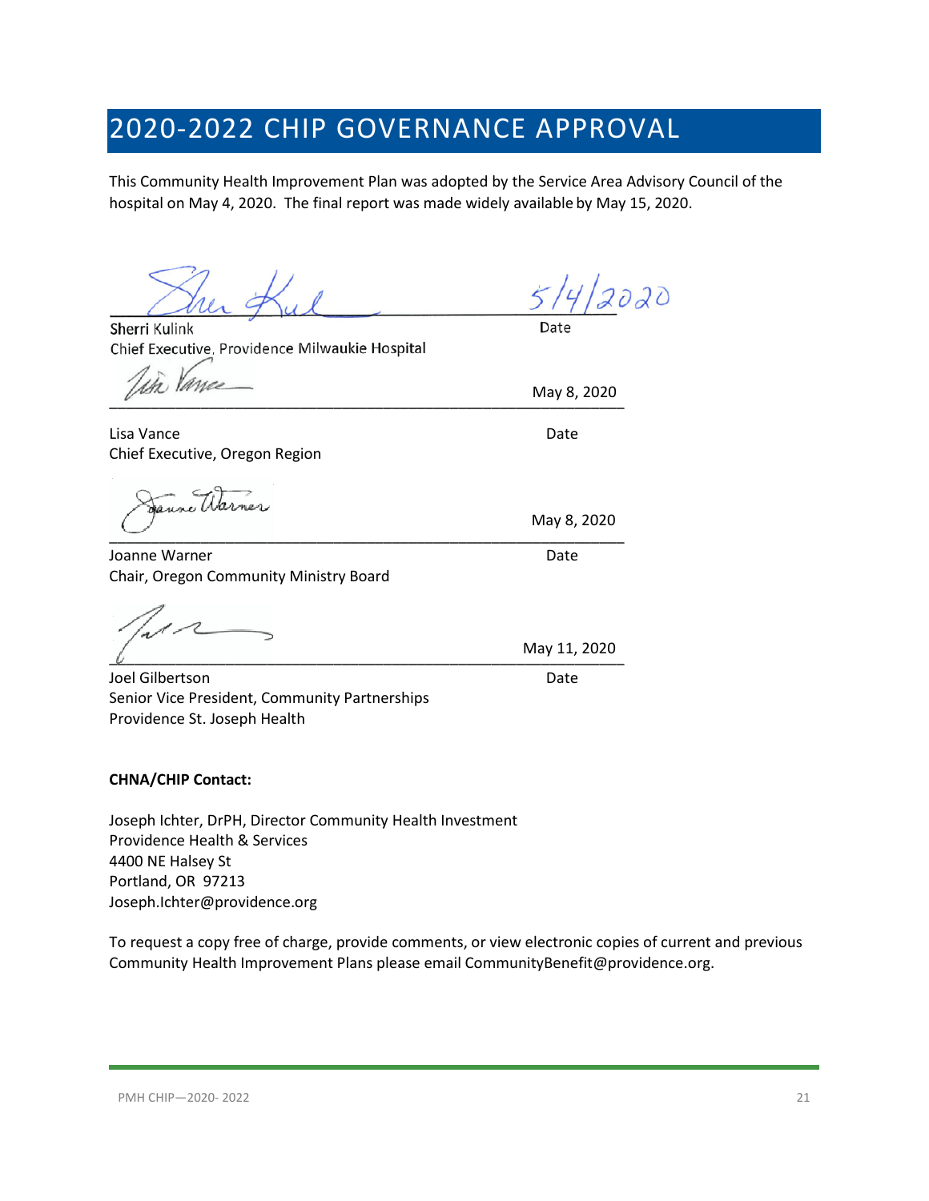# 2020-2022 CHIP GOVERNANCE APPROVAL

This Community Health Improvement Plan was adopted by the Service Area Advisory Council of the hospital on May 4, 2020. The final report was made widely available by May 15, 2020.

| | |
|---|---|
| Sherri Kulink<br>Chief Executive, Providence Milwaukie Hospital | 5/4/2020<br>Date |
| Lisa Vance<br>Chief Executive, Oregon Region | May 8, 2020<br>Date |
| Joanne Warner<br>Chair, Oregon Community Ministry Board | May 8, 2020<br>Date |
| Joel Gilbertson<br>Senior Vice President, Community Partnerships<br>Providence St. Joseph Health | May 11, 2020<br>Date |

**CHNA/CHIP Contact:**

Joseph Ichter, DrPH, Director Community Health Investment
Providence Health & Services
4400 NE Halsey St
Portland, OR 97213
Joseph.Ichter@providence.org

To request a copy free of charge, provide comments, or view electronic copies of current and previous Community Health Improvement Plans please email CommunityBenefit@providence.org.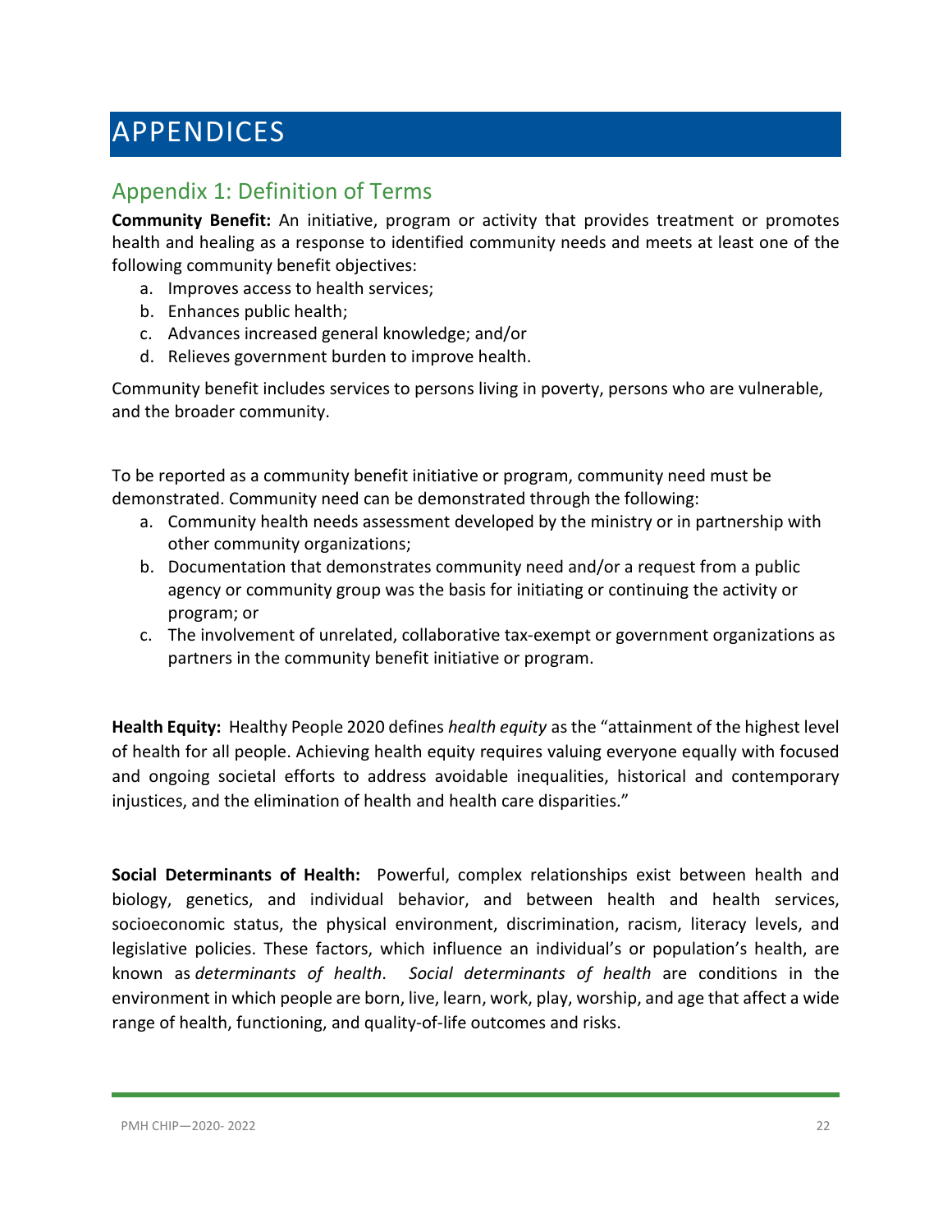# APPENDICES

## Appendix 1: Definition of Terms

**Community Benefit:** An initiative, program or activity that provides treatment or promotes health and healing as a response to identified community needs and meets at least one of the following community benefit objectives:

a. Improves access to health services;
b. Enhances public health;
c. Advances increased general knowledge; and/or
d. Relieves government burden to improve health.

Community benefit includes services to persons living in poverty, persons who are vulnerable, and the broader community.

To be reported as a community benefit initiative or program, community need must be demonstrated. Community need can be demonstrated through the following:

a. Community health needs assessment developed by the ministry or in partnership with other community organizations;
b. Documentation that demonstrates community need and/or a request from a public agency or community group was the basis for initiating or continuing the activity or program; or
c. The involvement of unrelated, collaborative tax-exempt or government organizations as partners in the community benefit initiative or program.

**Health Equity:** Healthy People 2020 defines *health equity* as the "attainment of the highest level of health for all people. Achieving health equity requires valuing everyone equally with focused and ongoing societal efforts to address avoidable inequalities, historical and contemporary injustices, and the elimination of health and health care disparities."

**Social Determinants of Health:** Powerful, complex relationships exist between health and biology, genetics, and individual behavior, and between health and health services, socioeconomic status, the physical environment, discrimination, racism, literacy levels, and legislative policies. These factors, which influence an individual's or population's health, are known as *determinants of health*. *Social determinants of health* are conditions in the environment in which people are born, live, learn, work, play, worship, and age that affect a wide range of health, functioning, and quality-of-life outcomes and risks.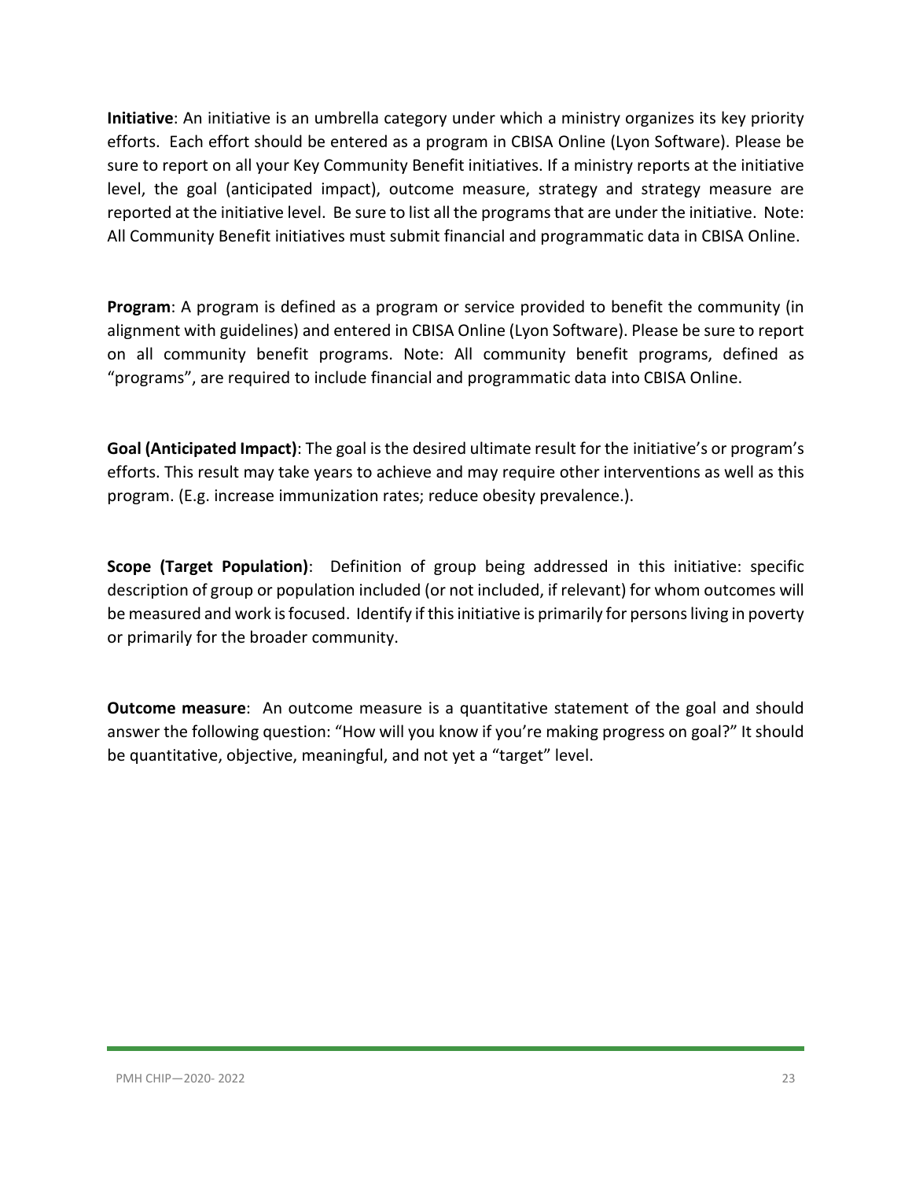**Initiative**: An initiative is an umbrella category under which a ministry organizes its key priority efforts. Each effort should be entered as a program in CBISA Online (Lyon Software). Please be sure to report on all your Key Community Benefit initiatives. If a ministry reports at the initiative level, the goal (anticipated impact), outcome measure, strategy and strategy measure are reported at the initiative level. Be sure to list all the programs that are under the initiative. Note: All Community Benefit initiatives must submit financial and programmatic data in CBISA Online.

**Program**: A program is defined as a program or service provided to benefit the community (in alignment with guidelines) and entered in CBISA Online (Lyon Software). Please be sure to report on all community benefit programs. Note: All community benefit programs, defined as "programs", are required to include financial and programmatic data into CBISA Online.

**Goal (Anticipated Impact)**: The goal is the desired ultimate result for the initiative's or program's efforts. This result may take years to achieve and may require other interventions as well as this program. (E.g. increase immunization rates; reduce obesity prevalence.).

**Scope (Target Population)**: Definition of group being addressed in this initiative: specific description of group or population included (or not included, if relevant) for whom outcomes will be measured and work is focused. Identify if this initiative is primarily for persons living in poverty or primarily for the broader community.

**Outcome measure**: An outcome measure is a quantitative statement of the goal and should answer the following question: "How will you know if you're making progress on goal?" It should be quantitative, objective, meaningful, and not yet a "target" level.